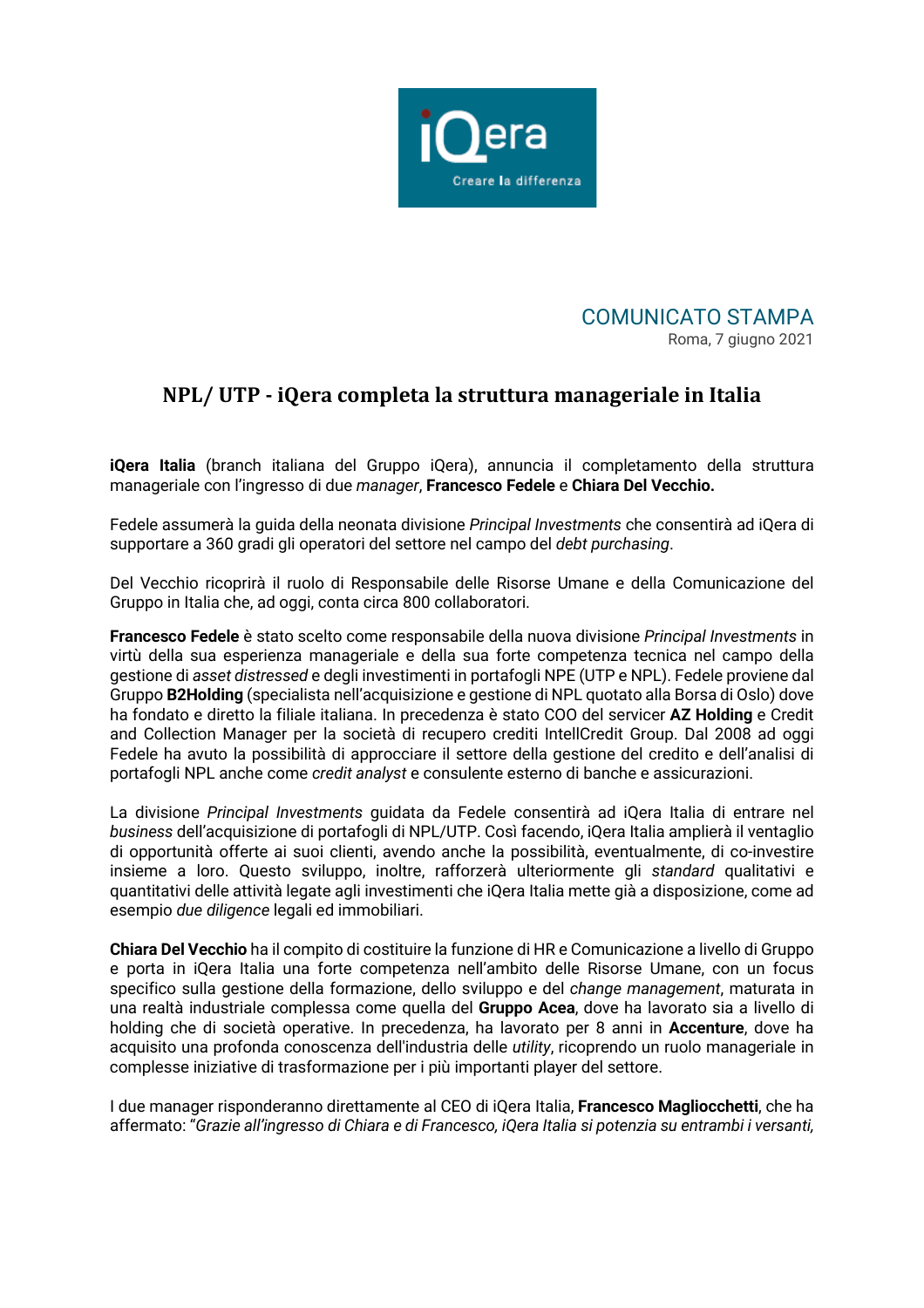iQera

Creare la differenza

COMUNICATO STAMPA

Roma, 7 giugno 2021

# NPL/ UTP - iQera completa la struttura manageriale in Italia

**iQera Italia** (branch italiana del Gruppo iQera), annuncia il completamento della struttura manageriale con l'ingresso di due *manager*, **Francesco Fedele** e **Chiara Del Vecchio.**

Fedele assumerà la guida della neonata divisione *Principal Investments* che consentirà ad iQera di supportare a 360 gradi gli operatori del settore nel campo del *debt purchasing*.

Del Vecchio ricoprirà il ruolo di Responsabile delle Risorse Umane e della Comunicazione del Gruppo in Italia che, ad oggi, conta circa 800 collaboratori.

**Francesco Fedele** è stato scelto come responsabile della nuova divisione *Principal Investments* in virtù della sua esperienza manageriale e della sua forte competenza tecnica nel campo della gestione di *asset distressed* e degli investimenti in portafogli NPE (UTP e NPL). Fedele proviene dal Gruppo **B2Holding** (specialista nell'acquisizione e gestione di NPL quotato alla Borsa di Oslo) dove ha fondato e diretto la filiale italiana. In precedenza è stato COO del servicer **AZ Holding** e Credit and Collection Manager per la società di recupero crediti IntellCredit Group. Dal 2008 ad oggi Fedele ha avuto la possibilità di approcciare il settore della gestione del credito e dell'analisi di portafogli NPL anche come *credit analyst* e consulente esterno di banche e assicurazioni.

La divisione *Principal Investments* guidata da Fedele consentirà ad iQera Italia di entrare nel *business* dell'acquisizione di portafogli di NPL/UTP. Così facendo, iQera Italia amplierà il ventaglio di opportunità offerte ai suoi clienti, avendo anche la possibilità, eventualmente, di co-investire insieme a loro. Questo sviluppo, inoltre, rafforzerà ulteriormente gli *standard* qualitativi e quantitativi delle attività legate agli investimenti che iQera Italia mette già a disposizione, come ad esempio *due diligence* legali ed immobiliari.

**Chiara Del Vecchio** ha il compito di costituire la funzione di HR e Comunicazione a livello di Gruppo e porta in iQera Italia una forte competenza nell'ambito delle Risorse Umane, con un focus specifico sulla gestione della formazione, dello sviluppo e del *change management*, maturata in una realtà industriale complessa come quella del **Gruppo Acea**, dove ha lavorato sia a livello di holding che di società operative. In precedenza, ha lavorato per 8 anni in **Accenture**, dove ha acquisito una profonda conoscenza dell'industria delle *utility*, ricoprendo un ruolo manageriale in complesse iniziative di trasformazione per i più importanti player del settore.

I due manager risponderanno direttamente al CEO di iQera Italia, **Francesco Magliocchetti**, che ha affermato: "*Grazie all'ingresso di Chiara e di Francesco, iQera Italia si potenzia su entrambi i versanti,*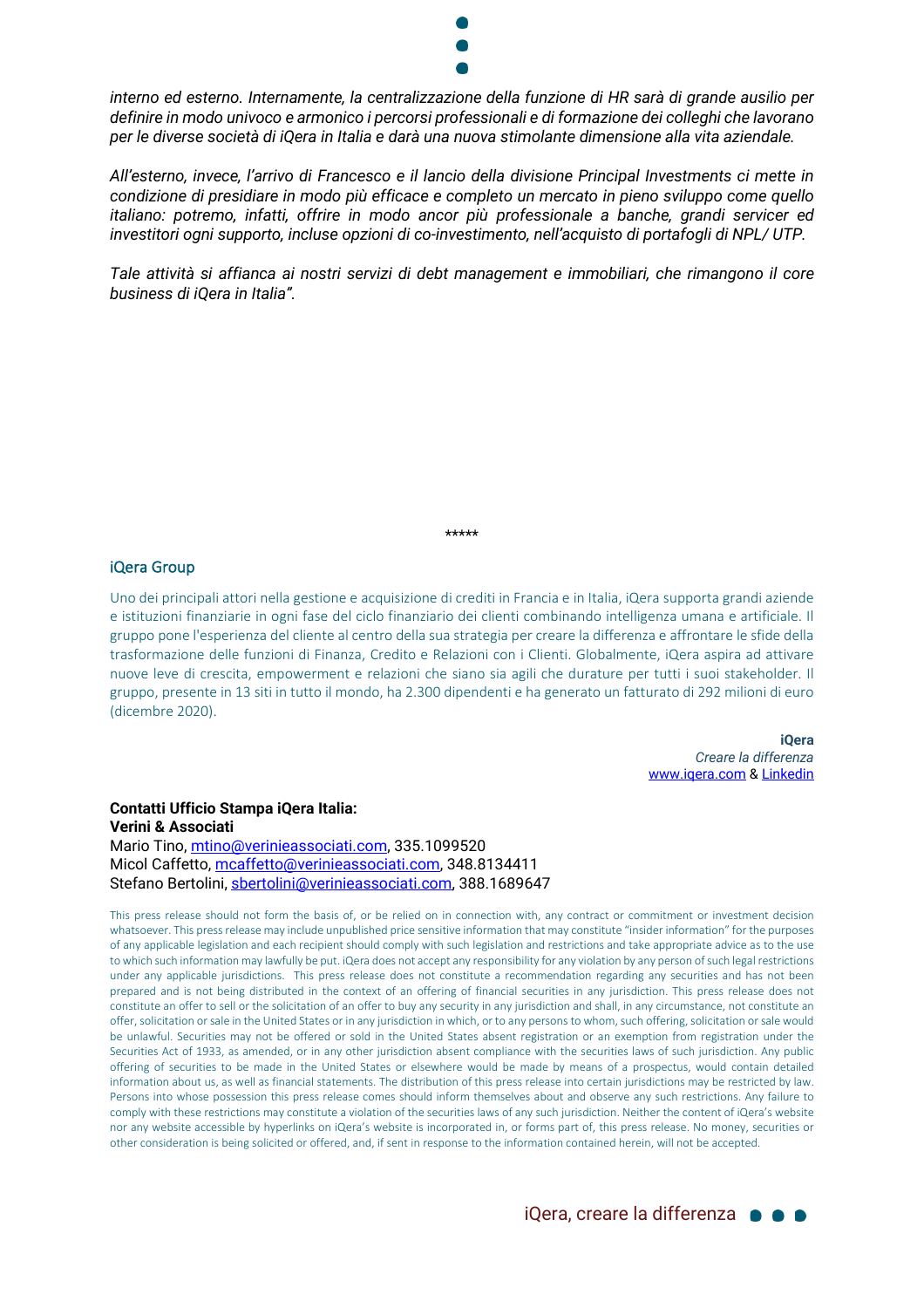*interno ed esterno. Internamente, la centralizzazione della funzione di HR sarà di grande ausilio per definire in modo univoco e armonico i percorsi professionali e di formazione dei colleghi che lavorano per le diverse società di iQera in Italia e darà una nuova stimolante dimensione alla vita aziendale.*

*All'esterno, invece, l'arrivo di Francesco e il lancio della divisione Principal Investments ci mette in condizione di presidiare in modo più efficace e completo un mercato in pieno sviluppo come quello italiano: potremo, infatti, offrire in modo ancor più professionale a banche, grandi servicer ed investitori ogni supporto, incluse opzioni di co-investimento, nell'acquisto di portafogli di NPL/ UTP.*

*Tale attività si affianca ai nostri servizi di debt management e immobiliari, che rimangono il core business di iQera in Italia".*

*****

## iQera Group

Uno dei principali attori nella gestione e acquisizione di crediti in Francia e in Italia, iQera supporta grandi aziende e istituzioni finanziarie in ogni fase del ciclo finanziario dei clienti combinando intelligenza umana e artificiale. Il gruppo pone l'esperienza del cliente al centro della sua strategia per creare la differenza e affrontare le sfide della trasformazione delle funzioni di Finanza, Credito e Relazioni con i Clienti. Globalmente, iQera aspira ad attivare nuove leve di crescita, empowerment e relazioni che siano sia agili che durature per tutti i suoi stakeholder. Il gruppo, presente in 13 siti in tutto il mondo, ha 2.300 dipendenti e ha generato un fatturato di 292 milioni di euro (dicembre 2020).

**iQera**
*Creare la differenza*
www.iqera.com & Linkedin

**Contatti Ufficio Stampa iQera Italia:**
**Verini & Associati**
Mario Tino, mtino@verinieassociati.com, 335.1099520
Micol Caffetto, mcaffetto@verinieassociati.com, 348.8134411
Stefano Bertolini, sbertolini@verinieassociati.com, 388.1689647

This press release should not form the basis of, or be relied on in connection with, any contract or commitment or investment decision whatsoever. This press release may include unpublished price sensitive information that may constitute "insider information" for the purposes of any applicable legislation and each recipient should comply with such legislation and restrictions and take appropriate advice as to the use to which such information may lawfully be put. iQera does not accept any responsibility for any violation by any person of such legal restrictions under any applicable jurisdictions. This press release does not constitute a recommendation regarding any securities and has not been prepared and is not being distributed in the context of an offering of financial securities in any jurisdiction. This press release does not constitute an offer to sell or the solicitation of an offer to buy any security in any jurisdiction and shall, in any circumstance, not constitute an offer, solicitation or sale in the United States or in any jurisdiction in which, or to any persons to whom, such offering, solicitation or sale would be unlawful. Securities may not be offered or sold in the United States absent registration or an exemption from registration under the Securities Act of 1933, as amended, or in any other jurisdiction absent compliance with the securities laws of such jurisdiction. Any public offering of securities to be made in the United States or elsewhere would be made by means of a prospectus, would contain detailed information about us, as well as financial statements. The distribution of this press release into certain jurisdictions may be restricted by law. Persons into whose possession this press release comes should inform themselves about and observe any such restrictions. Any failure to comply with these restrictions may constitute a violation of the securities laws of any such jurisdiction. Neither the content of iQera's website nor any website accessible by hyperlinks on iQera's website is incorporated in, or forms part of, this press release. No money, securities or other consideration is being solicited or offered, and, if sent in response to the information contained herein, will not be accepted.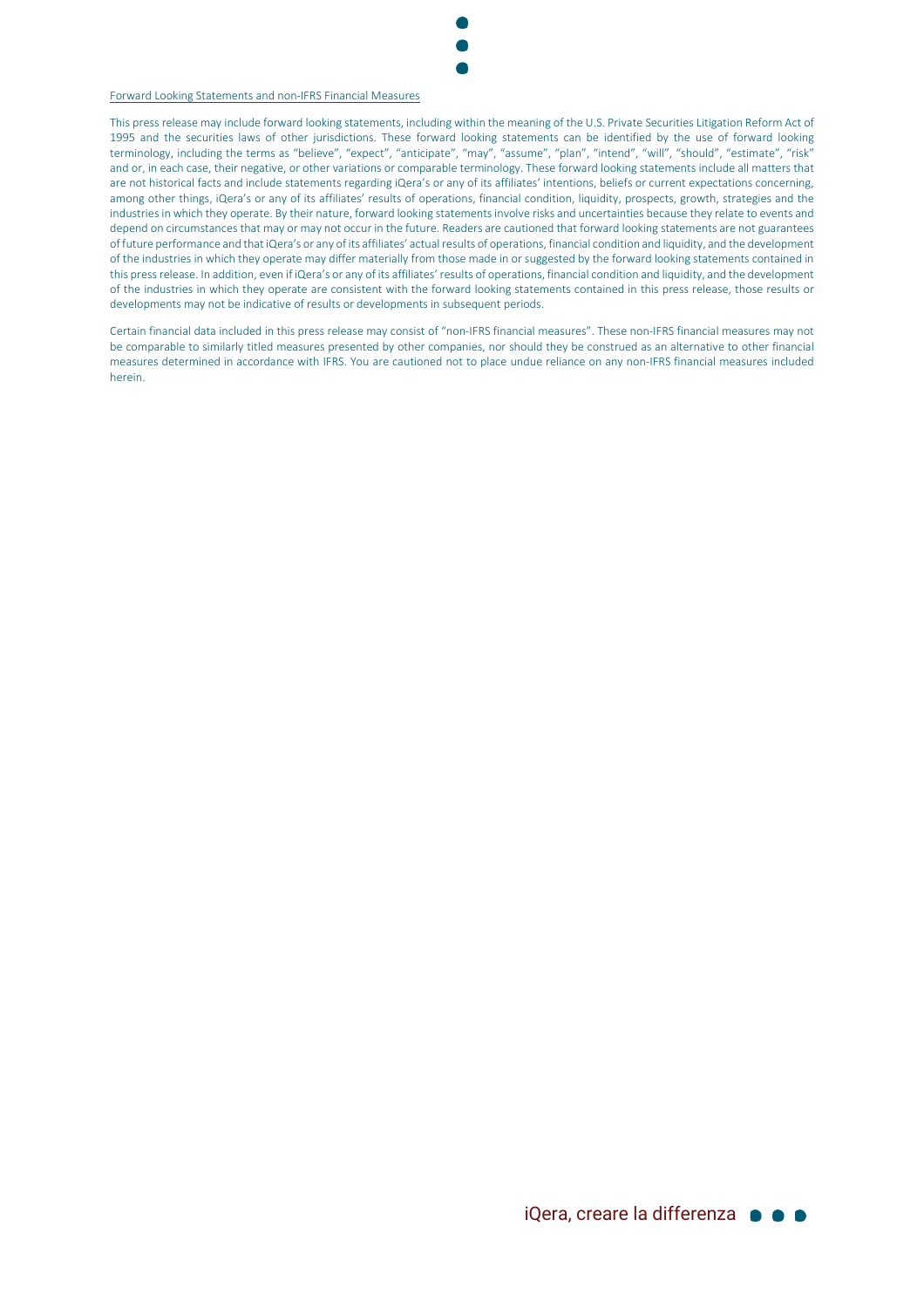Forward Looking Statements and non-IFRS Financial Measures

This press release may include forward looking statements, including within the meaning of the U.S. Private Securities Litigation Reform Act of 1995 and the securities laws of other jurisdictions. These forward looking statements can be identified by the use of forward looking terminology, including the terms as "believe", "expect", "anticipate", "may", "assume", "plan", "intend", "will", "should", "estimate", "risk" and or, in each case, their negative, or other variations or comparable terminology. These forward looking statements include all matters that are not historical facts and include statements regarding iQera's or any of its affiliates' intentions, beliefs or current expectations concerning, among other things, iQera's or any of its affiliates' results of operations, financial condition, liquidity, prospects, growth, strategies and the industries in which they operate. By their nature, forward looking statements involve risks and uncertainties because they relate to events and depend on circumstances that may or may not occur in the future. Readers are cautioned that forward looking statements are not guarantees of future performance and that iQera's or any of its affiliates' actual results of operations, financial condition and liquidity, and the development of the industries in which they operate may differ materially from those made in or suggested by the forward looking statements contained in this press release. In addition, even if iQera's or any of its affiliates' results of operations, financial condition and liquidity, and the development of the industries in which they operate are consistent with the forward looking statements contained in this press release, those results or developments may not be indicative of results or developments in subsequent periods.

Certain financial data included in this press release may consist of "non-IFRS financial measures". These non-IFRS financial measures may not be comparable to similarly titled measures presented by other companies, nor should they be construed as an alternative to other financial measures determined in accordance with IFRS. You are cautioned not to place undue reliance on any non-IFRS financial measures included herein.